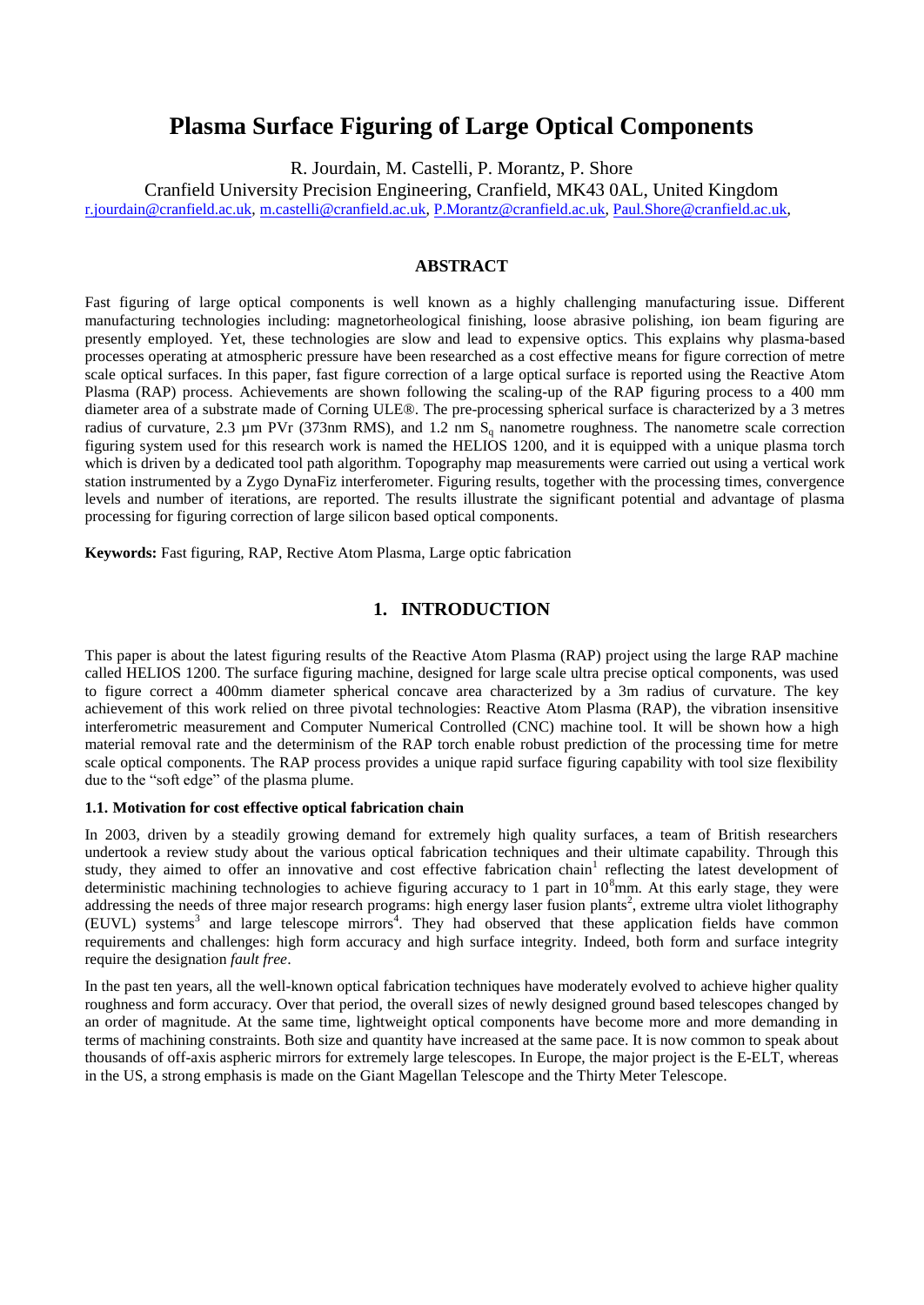# Plasma Surface Figuring of Large Optical Components

R. Jourdain, M. Castelli, P. Morantz, P. Shore

Cranfield University Precision Engineering, Cranfield, MK43 0AL, United Kingdom

r.jourdain@cranfield.ac.uk, m.castelli@cranfield.ac.uk, P.Morantz@cranfield.ac.uk, Paul.Shore@cranfield.ac.uk,

## ABSTRACT

Fast figuring of large optical components is well known as a highly challenging manufacturing issue. Different manufacturing technologies including: magnetorheological finishing, loose abrasive polishing, ion beam figuring are presently employed. Yet, these technologies are slow and lead to expensive optics. This explains why plasma-based processes operating at atmospheric pressure have been researched as a cost effective means for figure correction of metre scale optical surfaces. In this paper, fast figure correction of a large optical surface is reported using the Reactive Atom Plasma (RAP) process. Achievements are shown following the scaling-up of the RAP figuring process to a 400 mm diameter area of a substrate made of Corning ULE®. The pre-processing spherical surface is characterized by a 3 metres radius of curvature, 2.3 µm PVr (373nm RMS), and 1.2 nm $S_q$ nanometre roughness. The nanometre scale correction figuring system used for this research work is named the HELIOS 1200, and it is equipped with a unique plasma torch which is driven by a dedicated tool path algorithm. Topography map measurements were carried out using a vertical work station instrumented by a Zygo DynaFiz interferometer. Figuring results, together with the processing times, convergence levels and number of iterations, are reported. The results illustrate the significant potential and advantage of plasma processing for figuring correction of large silicon based optical components.

**Keywords:** Fast figuring, RAP, Rective Atom Plasma, Large optic fabrication

## 1. INTRODUCTION

This paper is about the latest figuring results of the Reactive Atom Plasma (RAP) project using the large RAP machine called HELIOS 1200. The surface figuring machine, designed for large scale ultra precise optical components, was used to figure correct a 400mm diameter spherical concave area characterized by a 3m radius of curvature. The key achievement of this work relied on three pivotal technologies: Reactive Atom Plasma (RAP), the vibration insensitive interferometric measurement and Computer Numerical Controlled (CNC) machine tool. It will be shown how a high material removal rate and the determinism of the RAP torch enable robust prediction of the processing time for metre scale optical components. The RAP process provides a unique rapid surface figuring capability with tool size flexibility due to the "soft edge" of the plasma plume.

### 1.1. Motivation for cost effective optical fabrication chain

In 2003, driven by a steadily growing demand for extremely high quality surfaces, a team of British researchers undertook a review study about the various optical fabrication techniques and their ultimate capability. Through this study, they aimed to offer an innovative and cost effective fabrication chain[1] reflecting the latest development of deterministic machining technologies to achieve figuring accuracy to 1 part in $10^8$mm. At this early stage, they were addressing the needs of three major research programs: high energy laser fusion plants[2], extreme ultra violet lithography (EUVL) systems[3] and large telescope mirrors[4]. They had observed that these application fields have common requirements and challenges: high form accuracy and high surface integrity. Indeed, both form and surface integrity require the designation *fault free*.

In the past ten years, all the well-known optical fabrication techniques have moderately evolved to achieve higher quality roughness and form accuracy. Over that period, the overall sizes of newly designed ground based telescopes changed by an order of magnitude. At the same time, lightweight optical components have become more and more demanding in terms of machining constraints. Both size and quantity have increased at the same pace. It is now common to speak about thousands of off-axis aspheric mirrors for extremely large telescopes. In Europe, the major project is the E-ELT, whereas in the US, a strong emphasis is made on the Giant Magellan Telescope and the Thirty Meter Telescope.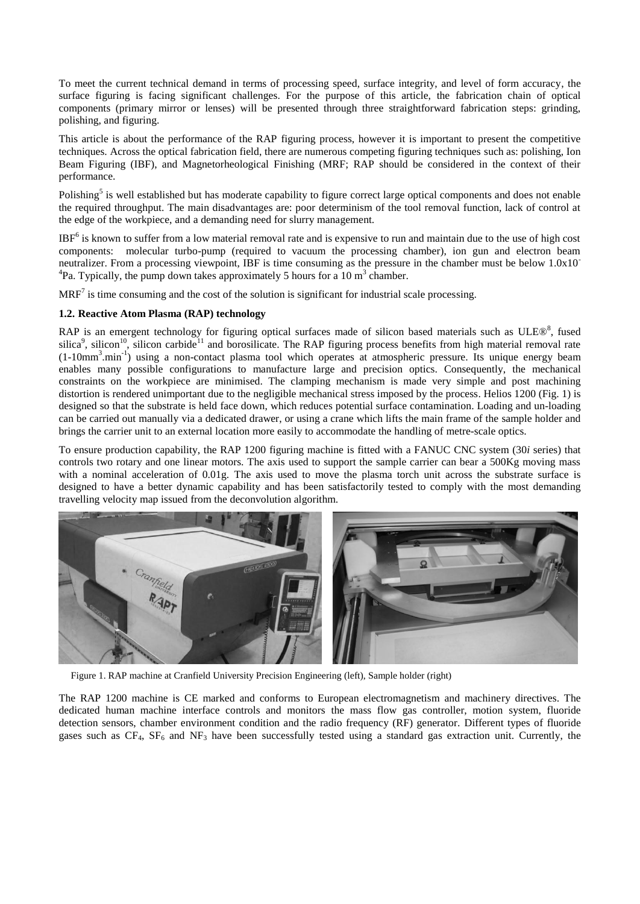To meet the current technical demand in terms of processing speed, surface integrity, and level of form accuracy, the surface figuring is facing significant challenges. For the purpose of this article, the fabrication chain of optical components (primary mirror or lenses) will be presented through three straightforward fabrication steps: grinding, polishing, and figuring.

This article is about the performance of the RAP figuring process, however it is important to present the competitive techniques. Across the optical fabrication field, there are numerous competing figuring techniques such as: polishing, Ion Beam Figuring (IBF), and Magnetorheological Finishing (MRF; RAP should be considered in the context of their performance.

Polishing[5] is well established but has moderate capability to figure correct large optical components and does not enable the required throughput. The main disadvantages are: poor determinism of the tool removal function, lack of control at the edge of the workpiece, and a demanding need for slurry management.

IBF[6] is known to suffer from a low material removal rate and is expensive to run and maintain due to the use of high cost components: molecular turbo-pump (required to vacuum the processing chamber), ion gun and electron beam neutralizer. From a processing viewpoint, IBF is time consuming as the pressure in the chamber must be below $1.0\text{x}10^{-4}$Pa. Typically, the pump down takes approximately 5 hours for a 10 $m^3$ chamber.

MRF[7] is time consuming and the cost of the solution is significant for industrial scale processing.

### 1.2. Reactive Atom Plasma (RAP) technology

RAP is an emergent technology for figuring optical surfaces made of silicon based materials such as ULE®[8], fused silica[9], silicon[10], silicon carbide[11] and borosilicate. The RAP figuring process benefits from high material removal rate ($1\text{-}10\text{mm}^3.\text{min}^{-1}$) using a non-contact plasma tool which operates at atmospheric pressure. Its unique energy beam enables many possible configurations to manufacture large and precision optics. Consequently, the mechanical constraints on the workpiece are minimised. The clamping mechanism is made very simple and post machining distortion is rendered unimportant due to the negligible mechanical stress imposed by the process. Helios 1200 (Fig. 1) is designed so that the substrate is held face down, which reduces potential surface contamination. Loading and un-loading can be carried out manually via a dedicated drawer, or using a crane which lifts the main frame of the sample holder and brings the carrier unit to an external location more easily to accommodate the handling of metre-scale optics.

To ensure production capability, the RAP 1200 figuring machine is fitted with a FANUC CNC system (30*i* series) that controls two rotary and one linear motors. The axis used to support the sample carrier can bear a 500Kg moving mass with a nominal acceleration of 0.01g. The axis used to move the plasma torch unit across the substrate surface is designed to have a better dynamic capability and has been satisfactorily tested to comply with the most demanding travelling velocity map issued from the deconvolution algorithm.

Figure 1. RAP machine at Cranfield University Precision Engineering (left), Sample holder (right)

The RAP 1200 machine is CE marked and conforms to European electromagnetism and machinery directives. The dedicated human machine interface controls and monitors the mass flow gas controller, motion system, fluoride detection sensors, chamber environment condition and the radio frequency (RF) generator. Different types of fluoride gases such as $CF_4$, $SF_6$ and $NF_3$ have been successfully tested using a standard gas extraction unit. Currently, the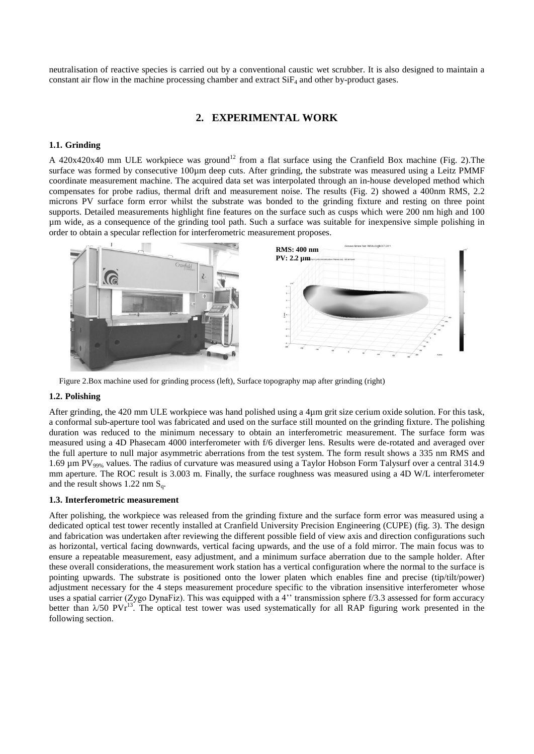neutralisation of reactive species is carried out by a conventional caustic wet scrubber. It is also designed to maintain a constant air flow in the machine processing chamber and extract $SiF_4$ and other by-product gases.

## 2. EXPERIMENTAL WORK

### 1.1. Grinding

A 420x420x40 mm ULE workpiece was ground[12] from a flat surface using the Cranfield Box machine (Fig. 2).The surface was formed by consecutive 100µm deep cuts. After grinding, the substrate was measured using a Leitz PMMF coordinate measurement machine. The acquired data set was interpolated through an in-house developed method which compensates for probe radius, thermal drift and measurement noise. The results (Fig. 2) showed a 400nm RMS, 2.2 microns PV surface form error whilst the substrate was bonded to the grinding fixture and resting on three point supports. Detailed measurements highlight fine features on the surface such as cusps which were 200 nm high and 100 µm wide, as a consequence of the grinding tool path. Such a surface was suitable for inexpensive simple polishing in order to obtain a specular reflection for interferometric measurement proposes.

RMS: 400 nm
PV: 2.2 µm

Figure 2.Box machine used for grinding process (left), Surface topography map after grinding (right)

### 1.2. Polishing

After grinding, the 420 mm ULE workpiece was hand polished using a 4µm grit size cerium oxide solution. For this task, a conformal sub-aperture tool was fabricated and used on the surface still mounted on the grinding fixture. The polishing duration was reduced to the minimum necessary to obtain an interferometric measurement. The surface form was measured using a 4D Phasecam 4000 interferometer with f/6 diverger lens. Results were de-rotated and averaged over the full aperture to null major asymmetric aberrations from the test system. The form result shows a 335 nm RMS and 1.69 µm $PV_{99\%}$ values. The radius of curvature was measured using a Taylor Hobson Form Talysurf over a central 314.9 mm aperture. The ROC result is 3.003 m. Finally, the surface roughness was measured using a 4D W/L interferometer and the result shows 1.22 nm $S_q$.

### 1.3. Interferometric measurement

After polishing, the workpiece was released from the grinding fixture and the surface form error was measured using a dedicated optical test tower recently installed at Cranfield University Precision Engineering (CUPE) (fig. 3). The design and fabrication was undertaken after reviewing the different possible field of view axis and direction configurations such as horizontal, vertical facing downwards, vertical facing upwards, and the use of a fold mirror. The main focus was to ensure a repeatable measurement, easy adjustment, and a minimum surface aberration due to the sample holder. After these overall considerations, the measurement work station has a vertical configuration where the normal to the surface is pointing upwards. The substrate is positioned onto the lower platen which enables fine and precise (tip/tilt/power) adjustment necessary for the 4 steps measurement procedure specific to the vibration insensitive interferometer whose uses a spatial carrier (Zygo DynaFiz). This was equipped with a 4'' transmission sphere f/3.3 assessed for form accuracy better than $\lambda/50$ PVr[13]. The optical test tower was used systematically for all RAP figuring work presented in the following section.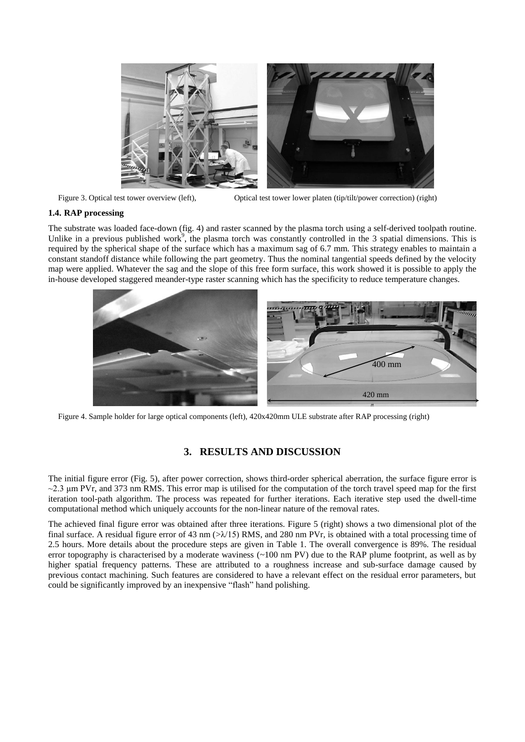Figure 3. Optical test tower overview (left), Optical test tower lower platen (tip/tilt/power correction) (right)

### 1.4. RAP processing

The substrate was loaded face-down (fig. 4) and raster scanned by the plasma torch using a self-derived toolpath routine. Unlike in a previous published work[9], the plasma torch was constantly controlled in the 3 spatial dimensions. This is required by the spherical shape of the surface which has a maximum sag of 6.7 mm. This strategy enables to maintain a constant standoff distance while following the part geometry. Thus the nominal tangential speeds defined by the velocity map were applied. Whatever the sag and the slope of this free form surface, this work showed it is possible to apply the in-house developed staggered meander-type raster scanning which has the specificity to reduce temperature changes.

Figure 4. Sample holder for large optical components (left), 420x420mm ULE substrate after RAP processing (right)

## 3. RESULTS AND DISCUSSION

The initial figure error (Fig. 5), after power correction, shows third-order spherical aberration, the surface figure error is ~2.3 μm PVr, and 373 nm RMS. This error map is utilised for the computation of the torch travel speed map for the first iteration tool-path algorithm. The process was repeated for further iterations. Each iterative step used the dwell-time computational method which uniquely accounts for the non-linear nature of the removal rates.

The achieved final figure error was obtained after three iterations. Figure 5 (right) shows a two dimensional plot of the final surface. A residual figure error of 43 nm ($>\lambda/15$) RMS, and 280 nm PVr, is obtained with a total processing time of 2.5 hours. More details about the procedure steps are given in Table 1. The overall convergence is 89%. The residual error topography is characterised by a moderate waviness (~100 nm PV) due to the RAP plume footprint, as well as by higher spatial frequency patterns. These are attributed to a roughness increase and sub-surface damage caused by previous contact machining. Such features are considered to have a relevant effect on the residual error parameters, but could be significantly improved by an inexpensive "flash" hand polishing.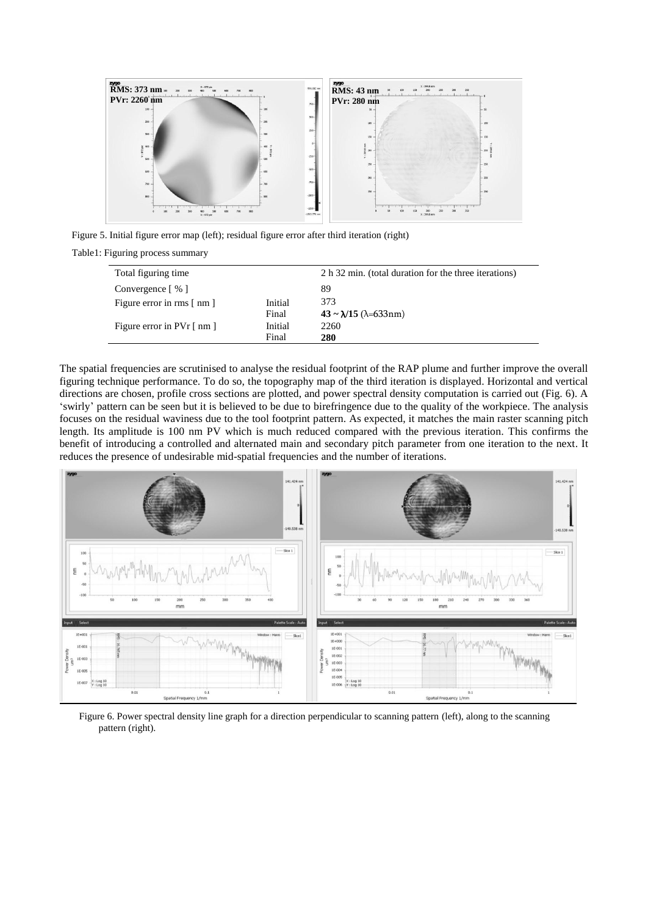Figure 5. Initial figure error map (left); residual figure error after third iteration (right)

Table1: Figuring process summary

| Total figuring time | | 2 h 32 min. (total duration for the three iterations) |
|---|---|---|
| Convergence [ % ] | | 89 |
| Figure error in rms [ nm ] | Initial | 373 |
| | Final | **43 ~ λ/15** (λ=633nm) |
| Figure error in PVr [ nm ] | Initial | 2260 |
| | Final | **280** |

The spatial frequencies are scrutinised to analyse the residual footprint of the RAP plume and further improve the overall figuring technique performance. To do so, the topography map of the third iteration is displayed. Horizontal and vertical directions are chosen, profile cross sections are plotted, and power spectral density computation is carried out (Fig. 6). A 'swirly' pattern can be seen but it is believed to be due to birefringence due to the quality of the workpiece. The analysis focuses on the residual waviness due to the tool footprint pattern. As expected, it matches the main raster scanning pitch length. Its amplitude is 100 nm PV which is much reduced compared with the previous iteration. This confirms the benefit of introducing a controlled and alternated main and secondary pitch parameter from one iteration to the next. It reduces the presence of undesirable mid-spatial frequencies and the number of iterations.

Figure 6. Power spectral density line graph for a direction perpendicular to scanning pattern (left), along to the scanning pattern (right).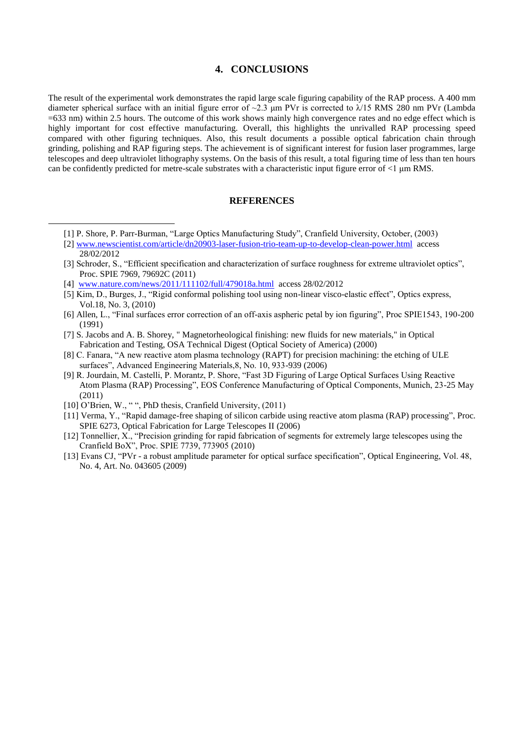## 4. CONCLUSIONS

The result of the experimental work demonstrates the rapid large scale figuring capability of the RAP process. A 400 mm diameter spherical surface with an initial figure error of ~2.3 µm PVr is corrected to λ/15 RMS 280 nm PVr (Lambda =633 nm) within 2.5 hours. The outcome of this work shows mainly high convergence rates and no edge effect which is highly important for cost effective manufacturing. Overall, this highlights the unrivalled RAP processing speed compared with other figuring techniques. Also, this result documents a possible optical fabrication chain through grinding, polishing and RAP figuring steps. The achievement is of significant interest for fusion laser programmes, large telescopes and deep ultraviolet lithography systems. On the basis of this result, a total figuring time of less than ten hours can be confidently predicted for metre-scale substrates with a characteristic input figure error of <1 µm RMS.

## REFERENCES

[1] P. Shore, P. Parr-Burman, "Large Optics Manufacturing Study", Cranfield University, October, (2003)

[2] www.newscientist.com/article/dn20903-laser-fusion-trio-team-up-to-develop-clean-power.html access 28/02/2012

[3] Schroder, S., "Efficient specification and characterization of surface roughness for extreme ultraviolet optics", Proc. SPIE 7969, 79692C (2011)

[4] www.nature.com/news/2011/111102/full/479018a.html access 28/02/2012

[5] Kim, D., Burges, J., "Rigid conformal polishing tool using non-linear visco-elastic effect", Optics express, Vol.18, No. 3, (2010)

[6] Allen, L., "Final surfaces error correction of an off-axis aspheric petal by ion figuring", Proc SPIE1543, 190-200 (1991)

[7] S. Jacobs and A. B. Shorey, " Magnetorheological finishing: new fluids for new materials," in Optical Fabrication and Testing, OSA Technical Digest (Optical Society of America) (2000)

[8] C. Fanara, "A new reactive atom plasma technology (RAPT) for precision machining: the etching of ULE surfaces", Advanced Engineering Materials,8, No. 10, 933-939 (2006)

[9] R. Jourdain, M. Castelli, P. Morantz, P. Shore, "Fast 3D Figuring of Large Optical Surfaces Using Reactive Atom Plasma (RAP) Processing", EOS Conference Manufacturing of Optical Components, Munich, 23-25 May (2011)

[10] O'Brien, W., " ", PhD thesis, Cranfield University, (2011)

[11] Verma, Y., "Rapid damage-free shaping of silicon carbide using reactive atom plasma (RAP) processing", Proc. SPIE 6273, Optical Fabrication for Large Telescopes II (2006)

[12] Tonnellier, X., "Precision grinding for rapid fabrication of segments for extremely large telescopes using the Cranfield BoX", Proc. SPIE 7739, 773905 (2010)

[13] Evans CJ, "PVr - a robust amplitude parameter for optical surface specification", Optical Engineering, Vol. 48, No. 4, Art. No. 043605 (2009)